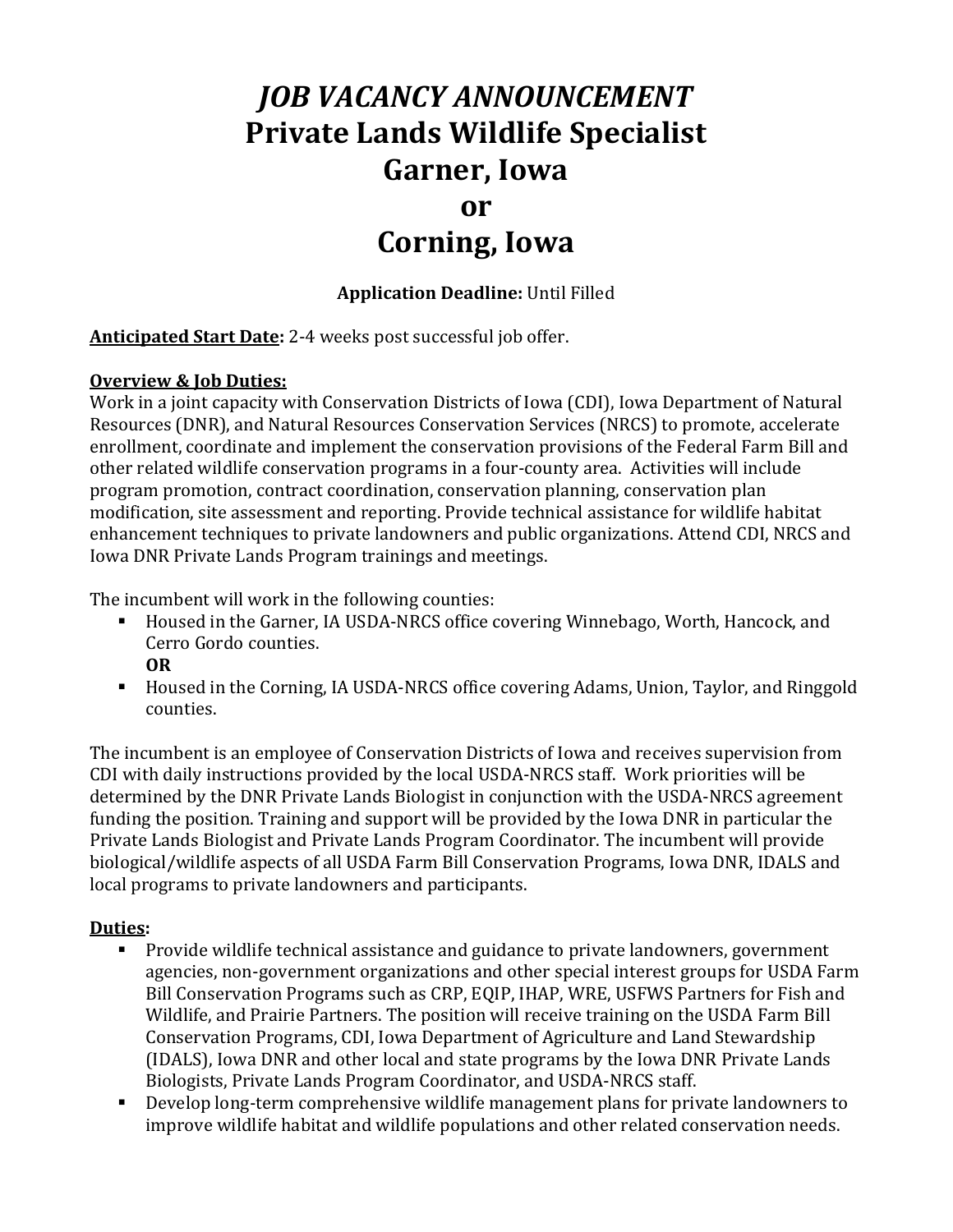# *JOB VACANCY ANNOUNCEMENT*
# Private Lands Wildlife Specialist
# Garner, Iowa
# or
# Corning, Iowa

**Application Deadline:** Until Filled

**Anticipated Start Date:** 2-4 weeks post successful job offer.

**Overview & Job Duties:**

Work in a joint capacity with Conservation Districts of Iowa (CDI), Iowa Department of Natural Resources (DNR), and Natural Resources Conservation Services (NRCS) to promote, accelerate enrollment, coordinate and implement the conservation provisions of the Federal Farm Bill and other related wildlife conservation programs in a four-county area. Activities will include program promotion, contract coordination, conservation planning, conservation plan modification, site assessment and reporting. Provide technical assistance for wildlife habitat enhancement techniques to private landowners and public organizations. Attend CDI, NRCS and Iowa DNR Private Lands Program trainings and meetings.

The incumbent will work in the following counties:

- Housed in the Garner, IA USDA-NRCS office covering Winnebago, Worth, Hancock, and Cerro Gordo counties.
  **OR**
- Housed in the Corning, IA USDA-NRCS office covering Adams, Union, Taylor, and Ringgold counties.

The incumbent is an employee of Conservation Districts of Iowa and receives supervision from CDI with daily instructions provided by the local USDA-NRCS staff. Work priorities will be determined by the DNR Private Lands Biologist in conjunction with the USDA-NRCS agreement funding the position. Training and support will be provided by the Iowa DNR in particular the Private Lands Biologist and Private Lands Program Coordinator. The incumbent will provide biological/wildlife aspects of all USDA Farm Bill Conservation Programs, Iowa DNR, IDALS and local programs to private landowners and participants.

**Duties:**

- Provide wildlife technical assistance and guidance to private landowners, government agencies, non-government organizations and other special interest groups for USDA Farm Bill Conservation Programs such as CRP, EQIP, IHAP, WRE, USFWS Partners for Fish and Wildlife, and Prairie Partners. The position will receive training on the USDA Farm Bill Conservation Programs, CDI, Iowa Department of Agriculture and Land Stewardship (IDALS), Iowa DNR and other local and state programs by the Iowa DNR Private Lands Biologists, Private Lands Program Coordinator, and USDA-NRCS staff.
- Develop long-term comprehensive wildlife management plans for private landowners to improve wildlife habitat and wildlife populations and other related conservation needs.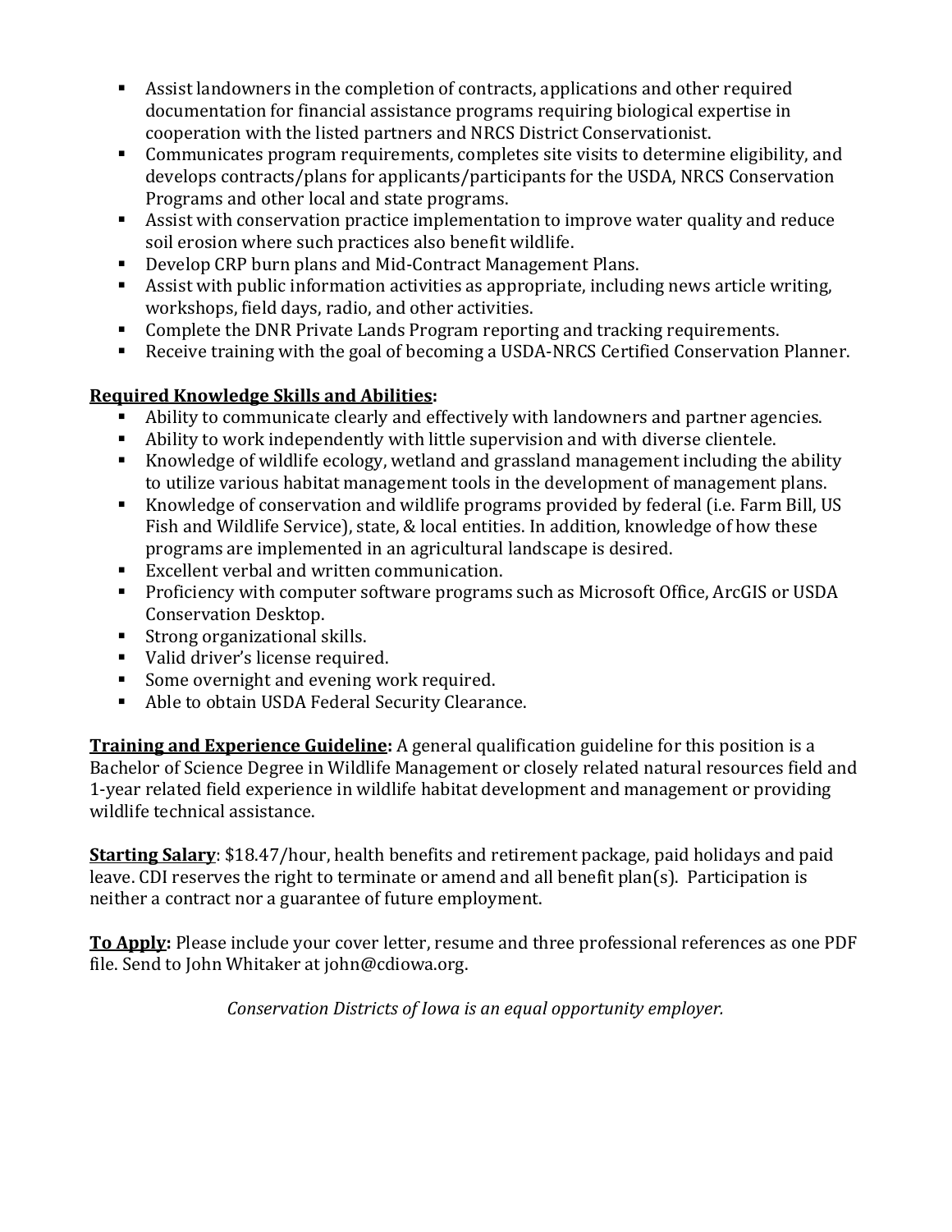- Assist landowners in the completion of contracts, applications and other required documentation for financial assistance programs requiring biological expertise in cooperation with the listed partners and NRCS District Conservationist.
- Communicates program requirements, completes site visits to determine eligibility, and develops contracts/plans for applicants/participants for the USDA, NRCS Conservation Programs and other local and state programs.
- Assist with conservation practice implementation to improve water quality and reduce soil erosion where such practices also benefit wildlife.
- Develop CRP burn plans and Mid-Contract Management Plans.
- Assist with public information activities as appropriate, including news article writing, workshops, field days, radio, and other activities.
- Complete the DNR Private Lands Program reporting and tracking requirements.
- Receive training with the goal of becoming a USDA-NRCS Certified Conservation Planner.

**<u>Required Knowledge Skills and Abilities</u>:**

- Ability to communicate clearly and effectively with landowners and partner agencies.
- Ability to work independently with little supervision and with diverse clientele.
- Knowledge of wildlife ecology, wetland and grassland management including the ability to utilize various habitat management tools in the development of management plans.
- Knowledge of conservation and wildlife programs provided by federal (i.e. Farm Bill, US Fish and Wildlife Service), state, & local entities. In addition, knowledge of how these programs are implemented in an agricultural landscape is desired.
- Excellent verbal and written communication.
- Proficiency with computer software programs such as Microsoft Office, ArcGIS or USDA Conservation Desktop.
- Strong organizational skills.
- Valid driver's license required.
- Some overnight and evening work required.
- Able to obtain USDA Federal Security Clearance.

**<u>Training and Experience Guideline</u>:** A general qualification guideline for this position is a Bachelor of Science Degree in Wildlife Management or closely related natural resources field and 1-year related field experience in wildlife habitat development and management or providing wildlife technical assistance.

**<u>Starting Salary</u>**: $18.47/hour, health benefits and retirement package, paid holidays and paid leave. CDI reserves the right to terminate or amend and all benefit plan(s). Participation is neither a contract nor a guarantee of future employment.

**<u>To Apply</u>:** Please include your cover letter, resume and three professional references as one PDF file. Send to John Whitaker at john@cdiowa.org.

*Conservation Districts of Iowa is an equal opportunity employer.*